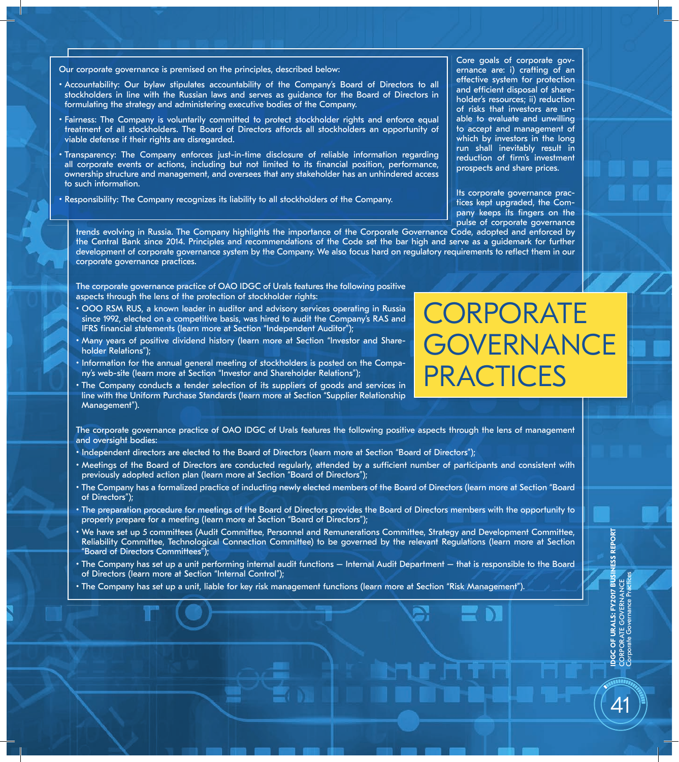# CORPORATE GOVERNANCE PRACTICES

Our corporate governance is premised on the principles, described below:

- Accountability: Our bylaw stipulates accountability of the Company's Board of Directors to all stockholders in line with the Russian laws and serves as guidance for the Board of Directors in formulating the strategy and administering executive bodies of the Company.
- Fairness: The Company is voluntarily committed to protect stockholder rights and enforce equal treatment of all stockholders. The Board of Directors affords all stockholders an opportunity of viable defense if their rights are disregarded.
- Transparency: The Company enforces just-in-time disclosure of reliable information regarding all corporate events or actions, including but not limited to its financial position, performance, ownership structure and management, and oversees that any stakeholder has an unhindered access to such information.
- Responsibility: The Company recognizes its liability to all stockholders of the Company.

Core goals of corporate governance are: i) crafting of an effective system for protection and efficient disposal of shareholder's resources; ii) reduction of risks that investors are unable to evaluate and unwilling to accept and management of which by investors in the long run shall inevitably result in reduction of firm's investment prospects and share prices.

Its corporate governance practices kept upgraded, the Company keeps its fingers on the pulse of corporate governance trends evolving in Russia. The Company highlights the importance of the Corporate Governance Code, adopted and enforced by the Central Bank since 2014. Principles and recommendations of the Code set the bar high and serve as a guidemark for further development of corporate governance system by the Company. We also focus hard on regulatory requirements to reflect them in our corporate governance practices.

The corporate governance practice of OAO IDGC of Urals features the following positive aspects through the lens of the protection of stockholder rights:

- OOO RSM RUS, a known leader in auditor and advisory services operating in Russia since 1992, elected on a competitive basis, was hired to audit the Company's RAS and IFRS financial statements (learn more at Section "Independent Auditor");
- Many years of positive dividend history (learn more at Section "Investor and Shareholder Relations");
- Information for the annual general meeting of stockholders is posted on the Company's web-site (learn more at Section "Investor and Shareholder Relations");
- The Company conducts a tender selection of its suppliers of goods and services in line with the Uniform Purchase Standards (learn more at Section "Supplier Relationship Management").

The corporate governance practice of OAO IDGC of Urals features the following positive aspects through the lens of management and oversight bodies:

- Independent directors are elected to the Board of Directors (learn more at Section "Board of Directors");
- Meetings of the Board of Directors are conducted regularly, attended by a sufficient number of participants and consistent with previously adopted action plan (learn more at Section "Board of Directors");
- The Company has a formalized practice of inducting newly elected members of the Board of Directors (learn more at Section "Board of Directors");
- The preparation procedure for meetings of the Board of Directors provides the Board of Directors members with the opportunity to properly prepare for a meeting (learn more at Section "Board of Directors");
- We have set up 5 committees (Audit Committee, Personnel and Remunerations Committee, Strategy and Development Committee, Reliability Committee, Technological Connection Committee) to be governed by the relevant Regulations (learn more at Section "Board of Directors Committees");
- The Company has set up a unit performing internal audit functions — Internal Audit Department — that is responsible to the Board of Directors (learn more at Section "Internal Control");
- The Company has set up a unit, liable for key risk management functions (learn more at Section "Risk Management").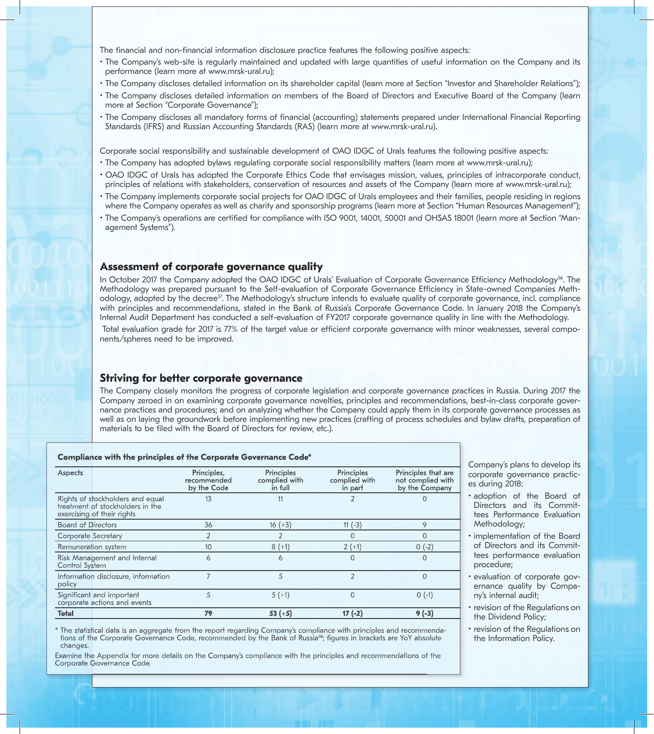The financial and non-financial information disclosure practice features the following positive aspects:

- The Company's web-site is regularly maintained and updated with large quantities of useful information on the Company and its performance (learn more at www.mrsk-ural.ru);
- The Company discloses detailed information on its shareholder capital (learn more at Section "Investor and Shareholder Relations");
- The Company discloses detailed information on members of the Board of Directors and Executive Board of the Company (learn more at Section "Corporate Governance");
- The Company discloses all mandatory forms of financial (accounting) statements prepared under International Financial Reporting Standards (IFRS) and Russian Accounting Standards (RAS) (learn more at www.mrsk-ural.ru).

Corporate social responsibility and sustainable development of OAO IDGC of Urals features the following positive aspects:

- The Company has adopted bylaws regulating corporate social responsibility matters (learn more at www.mrsk-ural.ru);
- OAO IDGC of Urals has adopted the Corporate Ethics Code that envisages mission, values, principles of intracorporate conduct, principles of relations with stakeholders, conservation of resources and assets of the Company (learn more at www.mrsk-ural.ru);
- The Company implements corporate social projects for OAO IDGC of Urals employees and their families, people residing in regions where the Company operates as well as charity and sponsorship programs (learn more at Section "Human Resources Management");
- The Company's operations are certified for compliance with ISO 9001, 14001, 50001 and OHSAS 18001 (learn more at Section "Management Systems").

## Assessment of corporate governance quality

In October 2017 the Company adopted the OAO IDGC of Urals' Evaluation of Corporate Governance Efficiency Methodology[56]. The Methodology was prepared pursuant to the Self-evaluation of Corporate Governance Efficiency in State-owned Companies Methodology, adopted by the decree[57]. The Methodology's structure intends to evaluate quality of corporate governance, incl. compliance with principles and recommendations, stated in the Bank of Russia's Corporate Governance Code. In January 2018 the Company's Internal Audit Department has conducted a self-evaluation of FY2017 corporate governance quality in line with the Methodology.

Total evaluation grade for 2017 is 77% of the target value or efficient corporate governance with minor weaknesses, several components/spheres need to be improved.

## Striving for better corporate governance

The Company closely monitors the progress of corporate legislation and corporate governance practices in Russia. During 2017 the Company zeroed in on examining corporate governance novelties, principles and recommendations, best-in-class corporate governance practices and procedures; and on analyzing whether the Company could apply them in its corporate governance processes as well as on laying the groundwork before implementing new practices (crafting of process schedules and bylaw drafts, preparation of materials to be filed with the Board of Directors for review, etc.).

**Compliance with the principles of the Corporate Governance Code***

| Aspects | Principles, recommended by the Code | Principles complied with in full | Principles complied with in part | Principles that are not complied with by the Company |
|---|---|---|---|---|
| Rights of stockholders and equal treatment of stockholders in the exercising of their rights | 13 | 11 | 2 | 0 |
| Board of Directors | 36 | 16 (+3) | 11 (-3) | 9 |
| Corporate Secretary | 2 | 2 | 0 | 0 |
| Remuneration system | 10 | 8 (+1) | 2 (+1) | 0 (-2) |
| Risk Management and Internal Control System | 6 | 6 | 0 | 0 |
| Information disclosure, information policy | 7 | 5 | 2 | 0 |
| Significant and important corporate actions and events | 5 | 5 (+1) | 0 | 0 (-1) |
| **Total** | **79** | **53 (+5)** | **17 (-2)** | **9 (-3)** |

\* The statistical data is an aggregate from the report regarding Company's compliance with principles and recommendations of the Corporate Governance Code, recommended by the Bank of Russia[58]; figures in brackets are YoY absolute changes.

Examine the Appendix for more details on the Company's compliance with the principles and recommendations of the Corporate Governance Code.

Company's plans to develop its corporate governance practices during 2018:

- adoption of the Board of Directors and its Committees Performance Evaluation Methodology;
- implementation of the Board of Directors and its Committees performance evaluation procedure;
- evaluation of corporate governance quality by Company's internal audit;
- revision of the Regulations on the Dividend Policy;
- revision of the Regulations on the Information Policy.